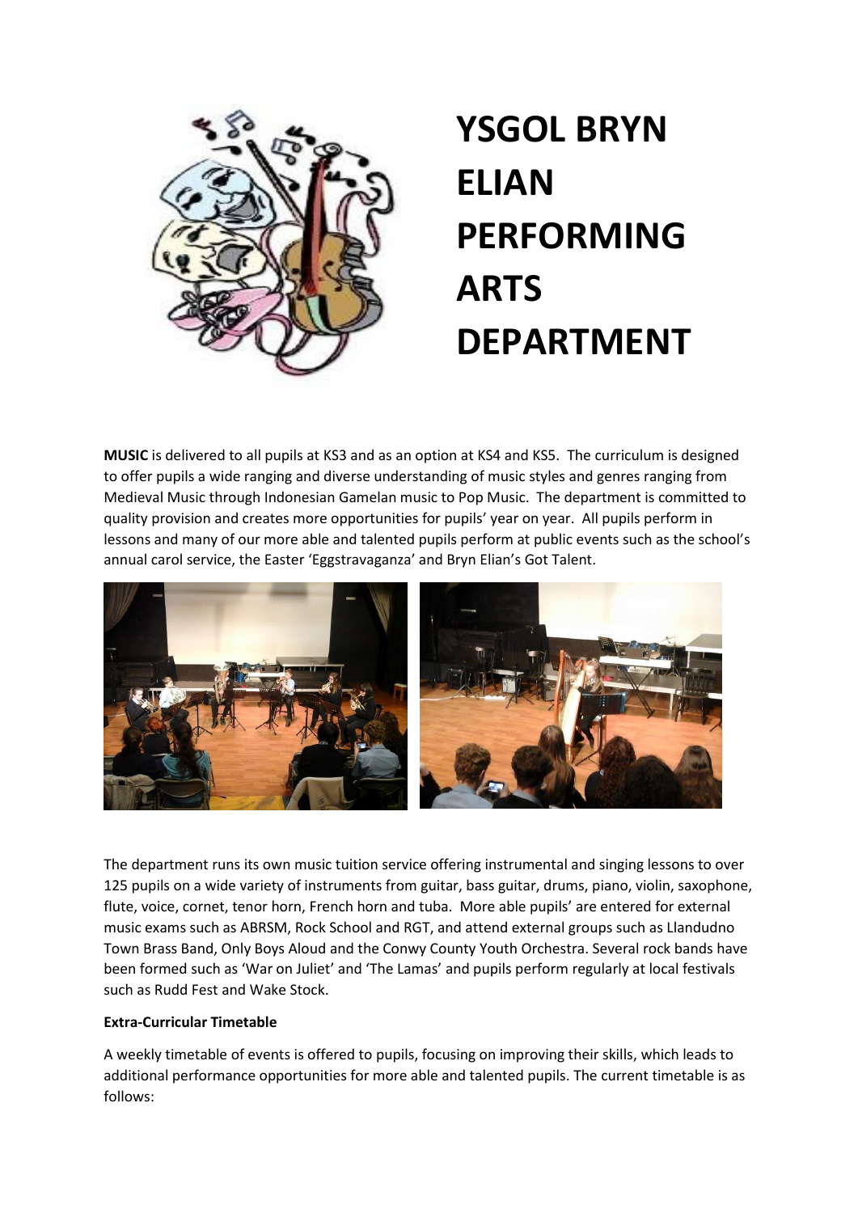# YSGOL BRYN ELIAN PERFORMING ARTS DEPARTMENT

**MUSIC** is delivered to all pupils at KS3 and as an option at KS4 and KS5. The curriculum is designed to offer pupils a wide ranging and diverse understanding of music styles and genres ranging from Medieval Music through Indonesian Gamelan music to Pop Music. The department is committed to quality provision and creates more opportunities for pupils' year on year. All pupils perform in lessons and many of our more able and talented pupils perform at public events such as the school's annual carol service, the Easter 'Eggstravaganza' and Bryn Elian's Got Talent.

The department runs its own music tuition service offering instrumental and singing lessons to over 125 pupils on a wide variety of instruments from guitar, bass guitar, drums, piano, violin, saxophone, flute, voice, cornet, tenor horn, French horn and tuba. More able pupils' are entered for external music exams such as ABRSM, Rock School and RGT, and attend external groups such as Llandudno Town Brass Band, Only Boys Aloud and the Conwy County Youth Orchestra. Several rock bands have been formed such as 'War on Juliet' and 'The Lamas' and pupils perform regularly at local festivals such as Rudd Fest and Wake Stock.

**Extra-Curricular Timetable**

A weekly timetable of events is offered to pupils, focusing on improving their skills, which leads to additional performance opportunities for more able and talented pupils. The current timetable is as follows: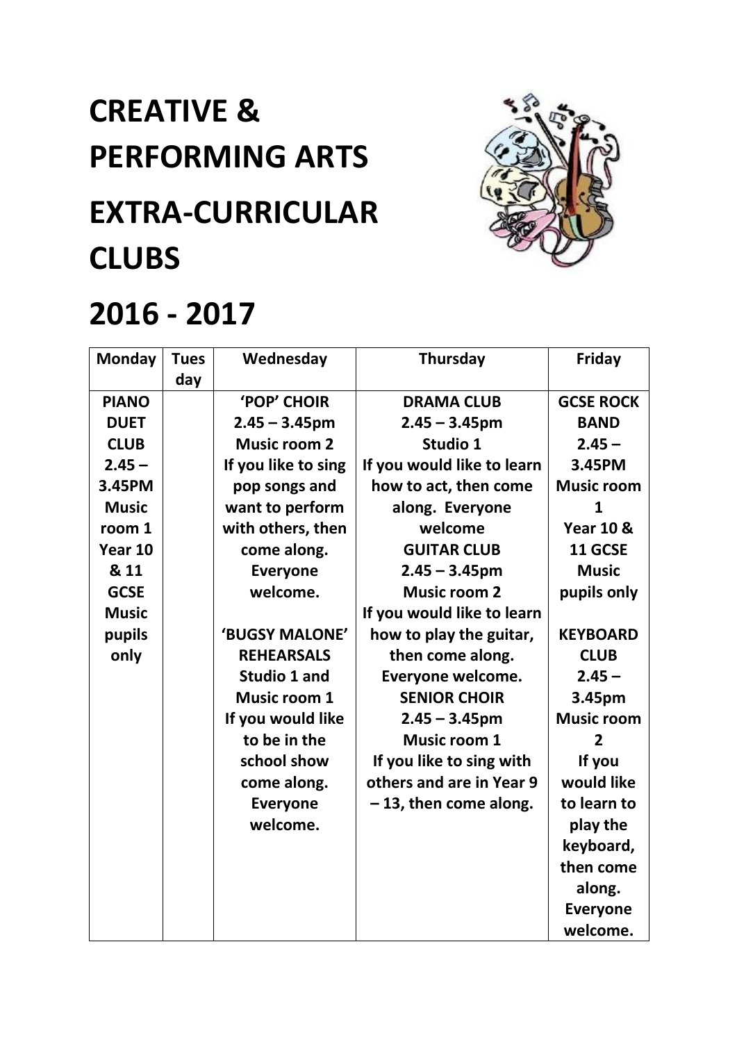# CREATIVE & PERFORMING ARTS EXTRA-CURRICULAR CLUBS

# 2016 - 2017

| Monday | Tuesday | Wednesday | Thursday | Friday |
|---|---|---|---|---|
| **PIANO DUET CLUB 2.45 – 3.45PM Music room 1 Year 10 & 11 GCSE Music pupils only** | | **'POP' CHOIR 2.45 – 3.45pm Music room 2 If you like to sing pop songs and want to perform with others, then come along. Everyone welcome.**<br><br>**'BUGSY MALONE' REHEARSALS Studio 1 and Music room 1 If you would like to be in the school show come along. Everyone welcome.** | **DRAMA CLUB 2.45 – 3.45pm Studio 1 If you would like to learn how to act, then come along. Everyone welcome**<br>**GUITAR CLUB 2.45 – 3.45pm Music room 2 If you would like to learn how to play the guitar, then come along. Everyone welcome.**<br>**SENIOR CHOIR 2.45 – 3.45pm Music room 1 If you like to sing with others and are in Year 9 – 13, then come along.** | **GCSE ROCK BAND 2.45 – 3.45PM Music room 1 Year 10 & 11 GCSE Music pupils only**<br><br>**KEYBOARD CLUB 2.45 – 3.45pm Music room 2 If you would like to learn to play the keyboard, then come along. Everyone welcome.** |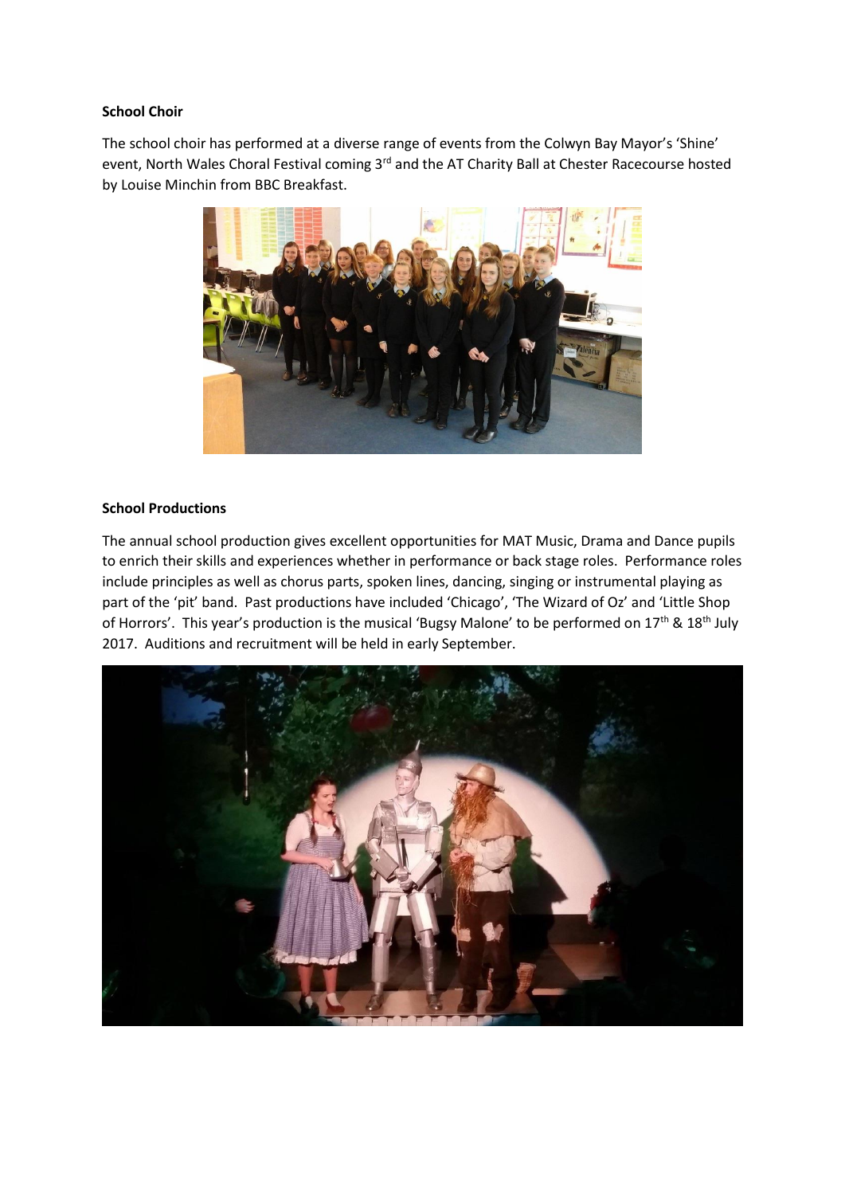**School Choir**

The school choir has performed at a diverse range of events from the Colwyn Bay Mayor's 'Shine' event, North Wales Choral Festival coming 3rd and the AT Charity Ball at Chester Racecourse hosted by Louise Minchin from BBC Breakfast.

**School Productions**

The annual school production gives excellent opportunities for MAT Music, Drama and Dance pupils to enrich their skills and experiences whether in performance or back stage roles. Performance roles include principles as well as chorus parts, spoken lines, dancing, singing or instrumental playing as part of the 'pit' band. Past productions have included 'Chicago', 'The Wizard of Oz' and 'Little Shop of Horrors'. This year's production is the musical 'Bugsy Malone' to be performed on 17th & 18th July 2017. Auditions and recruitment will be held in early September.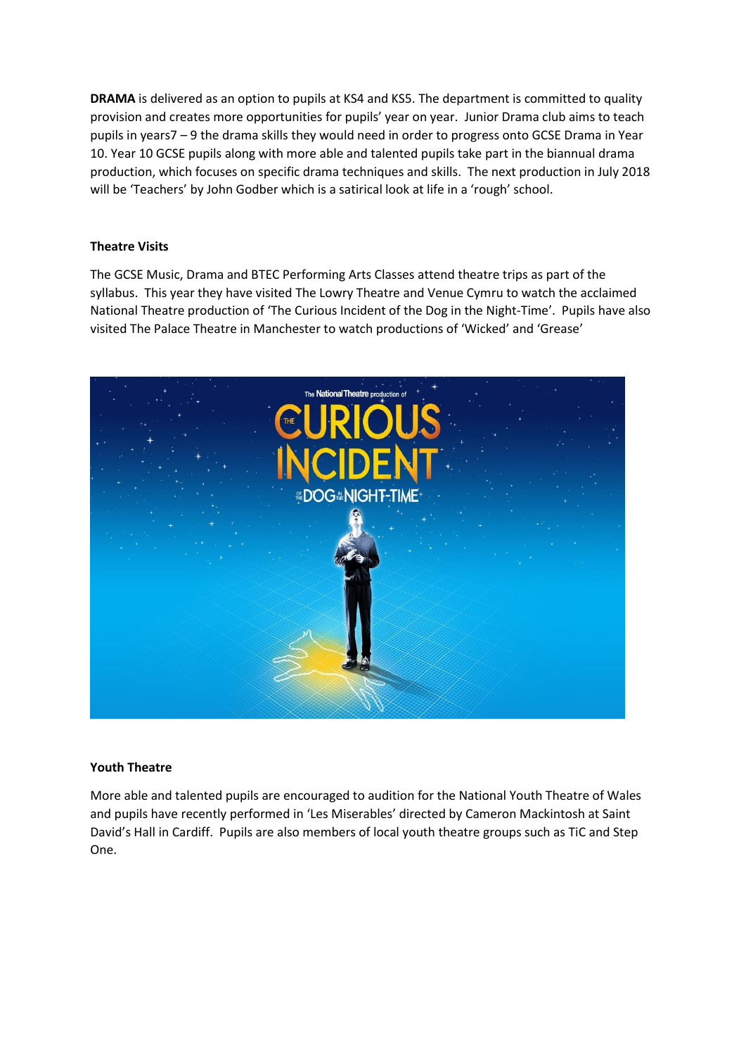**DRAMA** is delivered as an option to pupils at KS4 and KS5. The department is committed to quality provision and creates more opportunities for pupils' year on year. Junior Drama club aims to teach pupils in years7 – 9 the drama skills they would need in order to progress onto GCSE Drama in Year 10. Year 10 GCSE pupils along with more able and talented pupils take part in the biannual drama production, which focuses on specific drama techniques and skills. The next production in July 2018 will be 'Teachers' by John Godber which is a satirical look at life in a 'rough' school.

**Theatre Visits**

The GCSE Music, Drama and BTEC Performing Arts Classes attend theatre trips as part of the syllabus. This year they have visited The Lowry Theatre and Venue Cymru to watch the acclaimed National Theatre production of 'The Curious Incident of the Dog in the Night-Time'. Pupils have also visited The Palace Theatre in Manchester to watch productions of 'Wicked' and 'Grease'

**Youth Theatre**

More able and talented pupils are encouraged to audition for the National Youth Theatre of Wales and pupils have recently performed in 'Les Miserables' directed by Cameron Mackintosh at Saint David's Hall in Cardiff. Pupils are also members of local youth theatre groups such as TiC and Step One.